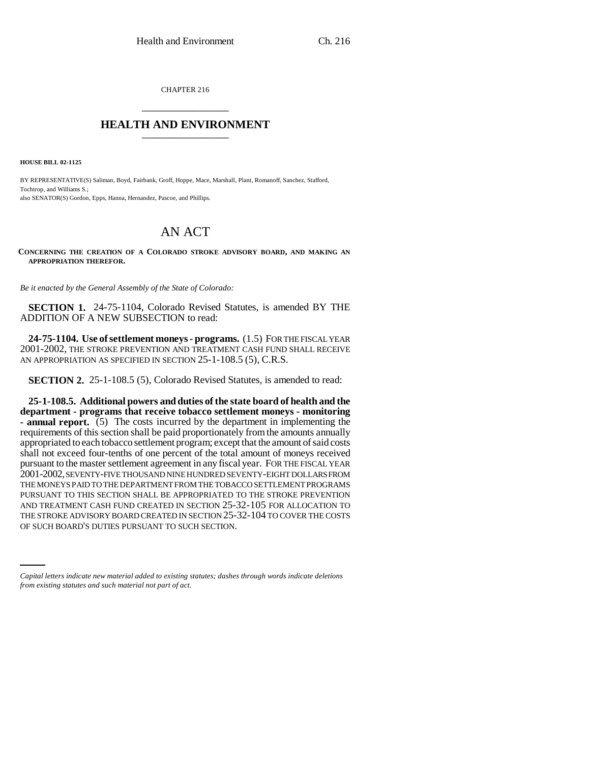CHAPTER 216

# HEALTH AND ENVIRONMENT

**HOUSE BILL 02-1125**

BY REPRESENTATIVE(S) Saliman, Boyd, Fairbank, Groff, Hoppe, Mace, Marshall, Plant, Romanoff, Sanchez, Stafford, Tochtrop, and Williams S.;
also SENATOR(S) Gordon, Epps, Hanna, Hernandez, Pascoe, and Phillips.

# AN ACT

**CONCERNING THE CREATION OF A COLORADO STROKE ADVISORY BOARD, AND MAKING AN APPROPRIATION THEREFOR.**

*Be it enacted by the General Assembly of the State of Colorado:*

**SECTION 1.** 24-75-1104, Colorado Revised Statutes, is amended BY THE ADDITION OF A NEW SUBSECTION to read:

**24-75-1104. Use of settlement moneys - programs.** (1.5) FOR THE FISCAL YEAR 2001-2002, THE STROKE PREVENTION AND TREATMENT CASH FUND SHALL RECEIVE AN APPROPRIATION AS SPECIFIED IN SECTION 25-1-108.5 (5), C.R.S.

**SECTION 2.** 25-1-108.5 (5), Colorado Revised Statutes, is amended to read:

**25-1-108.5. Additional powers and duties of the state board of health and the department - programs that receive tobacco settlement moneys - monitoring - annual report.** (5) The costs incurred by the department in implementing the requirements of this section shall be paid proportionately from the amounts annually appropriated to each tobacco settlement program; except that the amount of said costs shall not exceed four-tenths of one percent of the total amount of moneys received pursuant to the master settlement agreement in any fiscal year. FOR THE FISCAL YEAR 2001-2002, SEVENTY-FIVE THOUSAND NINE HUNDRED SEVENTY-EIGHT DOLLARS FROM THE MONEYS PAID TO THE DEPARTMENT FROM THE TOBACCO SETTLEMENT PROGRAMS PURSUANT TO THIS SECTION SHALL BE APPROPRIATED TO THE STROKE PREVENTION AND TREATMENT CASH FUND CREATED IN SECTION 25-32-105 FOR ALLOCATION TO THE STROKE ADVISORY BOARD CREATED IN SECTION 25-32-104 TO COVER THE COSTS OF SUCH BOARD'S DUTIES PURSUANT TO SUCH SECTION.

*Capital letters indicate new material added to existing statutes; dashes through words indicate deletions from existing statutes and such material not part of act.*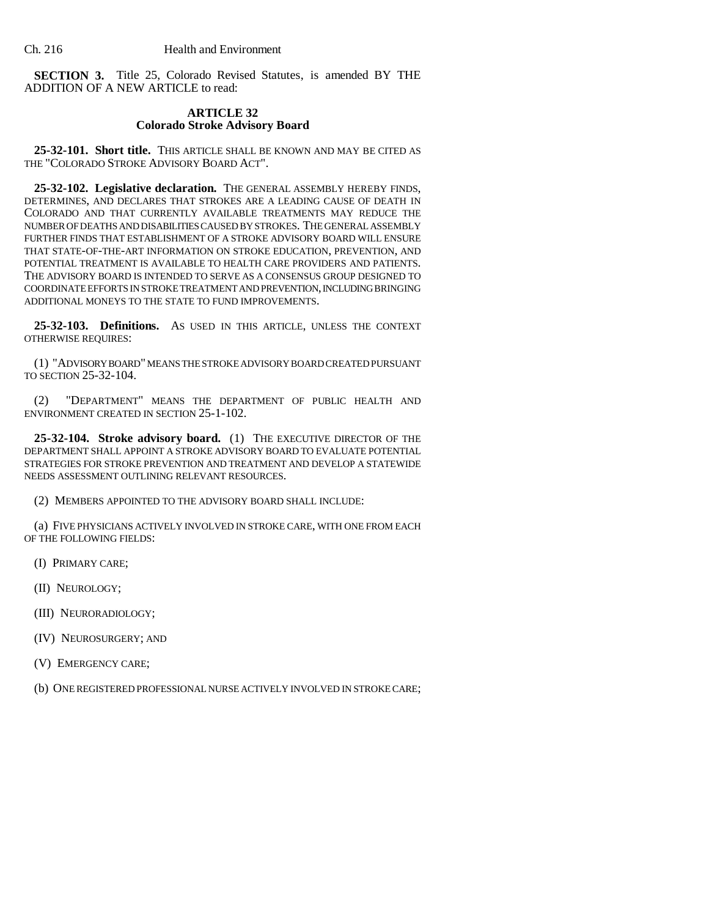**SECTION 3.** Title 25, Colorado Revised Statutes, is amended BY THE ADDITION OF A NEW ARTICLE to read:

## ARTICLE 32
## Colorado Stroke Advisory Board

**25-32-101. Short title.** THIS ARTICLE SHALL BE KNOWN AND MAY BE CITED AS THE "COLORADO STROKE ADVISORY BOARD ACT".

**25-32-102. Legislative declaration.** THE GENERAL ASSEMBLY HEREBY FINDS, DETERMINES, AND DECLARES THAT STROKES ARE A LEADING CAUSE OF DEATH IN COLORADO AND THAT CURRENTLY AVAILABLE TREATMENTS MAY REDUCE THE NUMBER OF DEATHS AND DISABILITIES CAUSED BY STROKES. THE GENERAL ASSEMBLY FURTHER FINDS THAT ESTABLISHMENT OF A STROKE ADVISORY BOARD WILL ENSURE THAT STATE-OF-THE-ART INFORMATION ON STROKE EDUCATION, PREVENTION, AND POTENTIAL TREATMENT IS AVAILABLE TO HEALTH CARE PROVIDERS AND PATIENTS. THE ADVISORY BOARD IS INTENDED TO SERVE AS A CONSENSUS GROUP DESIGNED TO COORDINATE EFFORTS IN STROKE TREATMENT AND PREVENTION, INCLUDING BRINGING ADDITIONAL MONEYS TO THE STATE TO FUND IMPROVEMENTS.

**25-32-103. Definitions.** AS USED IN THIS ARTICLE, UNLESS THE CONTEXT OTHERWISE REQUIRES:

(1) "ADVISORY BOARD" MEANS THE STROKE ADVISORY BOARD CREATED PURSUANT TO SECTION 25-32-104.

(2) "DEPARTMENT" MEANS THE DEPARTMENT OF PUBLIC HEALTH AND ENVIRONMENT CREATED IN SECTION 25-1-102.

**25-32-104. Stroke advisory board.** (1) THE EXECUTIVE DIRECTOR OF THE DEPARTMENT SHALL APPOINT A STROKE ADVISORY BOARD TO EVALUATE POTENTIAL STRATEGIES FOR STROKE PREVENTION AND TREATMENT AND DEVELOP A STATEWIDE NEEDS ASSESSMENT OUTLINING RELEVANT RESOURCES.

(2) MEMBERS APPOINTED TO THE ADVISORY BOARD SHALL INCLUDE:

(a) FIVE PHYSICIANS ACTIVELY INVOLVED IN STROKE CARE, WITH ONE FROM EACH OF THE FOLLOWING FIELDS:

(I) PRIMARY CARE;

(II) NEUROLOGY;

(III) NEURORADIOLOGY;

(IV) NEUROSURGERY; AND

(V) EMERGENCY CARE;

(b) ONE REGISTERED PROFESSIONAL NURSE ACTIVELY INVOLVED IN STROKE CARE;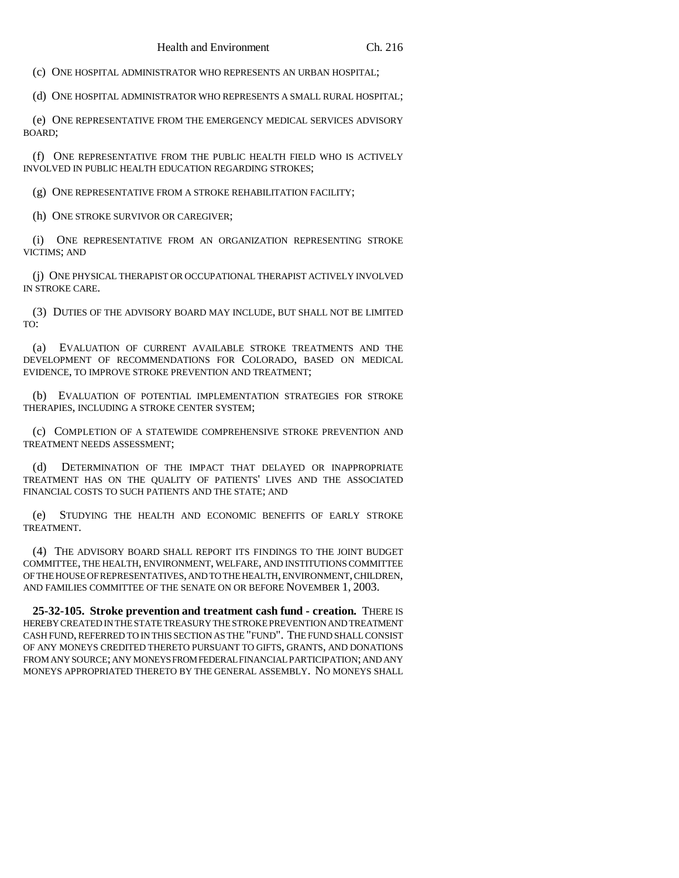(c) ONE HOSPITAL ADMINISTRATOR WHO REPRESENTS AN URBAN HOSPITAL;

(d) ONE HOSPITAL ADMINISTRATOR WHO REPRESENTS A SMALL RURAL HOSPITAL;

(e) ONE REPRESENTATIVE FROM THE EMERGENCY MEDICAL SERVICES ADVISORY BOARD;

(f) ONE REPRESENTATIVE FROM THE PUBLIC HEALTH FIELD WHO IS ACTIVELY INVOLVED IN PUBLIC HEALTH EDUCATION REGARDING STROKES;

(g) ONE REPRESENTATIVE FROM A STROKE REHABILITATION FACILITY;

(h) ONE STROKE SURVIVOR OR CAREGIVER;

(i) ONE REPRESENTATIVE FROM AN ORGANIZATION REPRESENTING STROKE VICTIMS; AND

(j) ONE PHYSICAL THERAPIST OR OCCUPATIONAL THERAPIST ACTIVELY INVOLVED IN STROKE CARE.

(3) DUTIES OF THE ADVISORY BOARD MAY INCLUDE, BUT SHALL NOT BE LIMITED TO:

(a) EVALUATION OF CURRENT AVAILABLE STROKE TREATMENTS AND THE DEVELOPMENT OF RECOMMENDATIONS FOR COLORADO, BASED ON MEDICAL EVIDENCE, TO IMPROVE STROKE PREVENTION AND TREATMENT;

(b) EVALUATION OF POTENTIAL IMPLEMENTATION STRATEGIES FOR STROKE THERAPIES, INCLUDING A STROKE CENTER SYSTEM;

(c) COMPLETION OF A STATEWIDE COMPREHENSIVE STROKE PREVENTION AND TREATMENT NEEDS ASSESSMENT;

(d) DETERMINATION OF THE IMPACT THAT DELAYED OR INAPPROPRIATE TREATMENT HAS ON THE QUALITY OF PATIENTS' LIVES AND THE ASSOCIATED FINANCIAL COSTS TO SUCH PATIENTS AND THE STATE; AND

(e) STUDYING THE HEALTH AND ECONOMIC BENEFITS OF EARLY STROKE TREATMENT.

(4) THE ADVISORY BOARD SHALL REPORT ITS FINDINGS TO THE JOINT BUDGET COMMITTEE, THE HEALTH, ENVIRONMENT, WELFARE, AND INSTITUTIONS COMMITTEE OF THE HOUSE OF REPRESENTATIVES, AND TO THE HEALTH, ENVIRONMENT, CHILDREN, AND FAMILIES COMMITTEE OF THE SENATE ON OR BEFORE NOVEMBER 1, 2003.

**25-32-105. Stroke prevention and treatment cash fund - creation.** THERE IS HEREBY CREATED IN THE STATE TREASURY THE STROKE PREVENTION AND TREATMENT CASH FUND, REFERRED TO IN THIS SECTION AS THE "FUND". THE FUND SHALL CONSIST OF ANY MONEYS CREDITED THERETO PURSUANT TO GIFTS, GRANTS, AND DONATIONS FROM ANY SOURCE; ANY MONEYS FROM FEDERAL FINANCIAL PARTICIPATION; AND ANY MONEYS APPROPRIATED THERETO BY THE GENERAL ASSEMBLY. NO MONEYS SHALL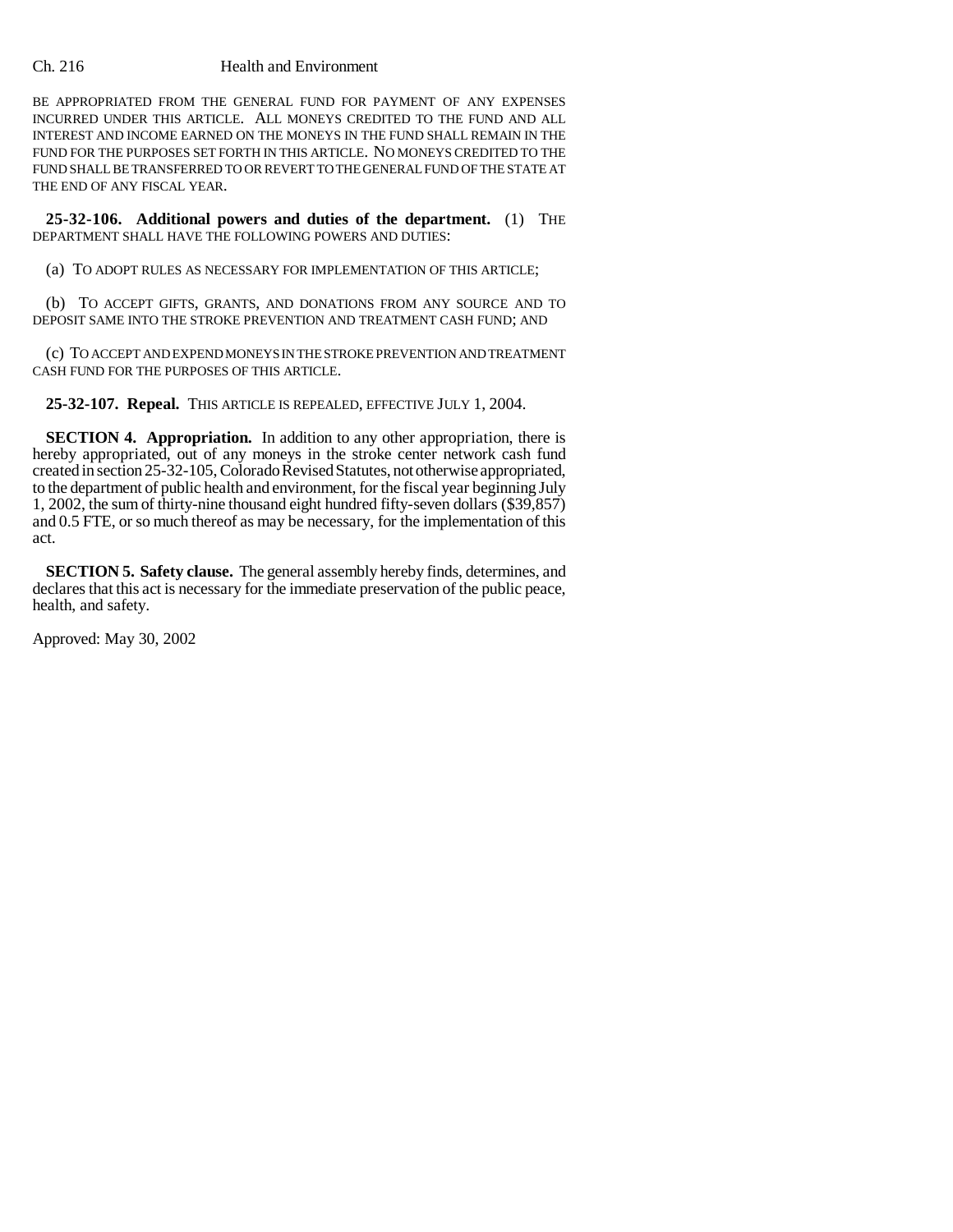BE APPROPRIATED FROM THE GENERAL FUND FOR PAYMENT OF ANY EXPENSES INCURRED UNDER THIS ARTICLE. ALL MONEYS CREDITED TO THE FUND AND ALL INTEREST AND INCOME EARNED ON THE MONEYS IN THE FUND SHALL REMAIN IN THE FUND FOR THE PURPOSES SET FORTH IN THIS ARTICLE. NO MONEYS CREDITED TO THE FUND SHALL BE TRANSFERRED TO OR REVERT TO THE GENERAL FUND OF THE STATE AT THE END OF ANY FISCAL YEAR.

**25-32-106. Additional powers and duties of the department.** (1) THE DEPARTMENT SHALL HAVE THE FOLLOWING POWERS AND DUTIES:

(a) TO ADOPT RULES AS NECESSARY FOR IMPLEMENTATION OF THIS ARTICLE;

(b) TO ACCEPT GIFTS, GRANTS, AND DONATIONS FROM ANY SOURCE AND TO DEPOSIT SAME INTO THE STROKE PREVENTION AND TREATMENT CASH FUND; AND

(c) TO ACCEPT AND EXPEND MONEYS IN THE STROKE PREVENTION AND TREATMENT CASH FUND FOR THE PURPOSES OF THIS ARTICLE.

**25-32-107. Repeal.** THIS ARTICLE IS REPEALED, EFFECTIVE JULY 1, 2004.

**SECTION 4. Appropriation.** In addition to any other appropriation, there is hereby appropriated, out of any moneys in the stroke center network cash fund created in section 25-32-105, Colorado Revised Statutes, not otherwise appropriated, to the department of public health and environment, for the fiscal year beginning July 1, 2002, the sum of thirty-nine thousand eight hundred fifty-seven dollars ($39,857) and 0.5 FTE, or so much thereof as may be necessary, for the implementation of this act.

**SECTION 5. Safety clause.** The general assembly hereby finds, determines, and declares that this act is necessary for the immediate preservation of the public peace, health, and safety.

Approved: May 30, 2002